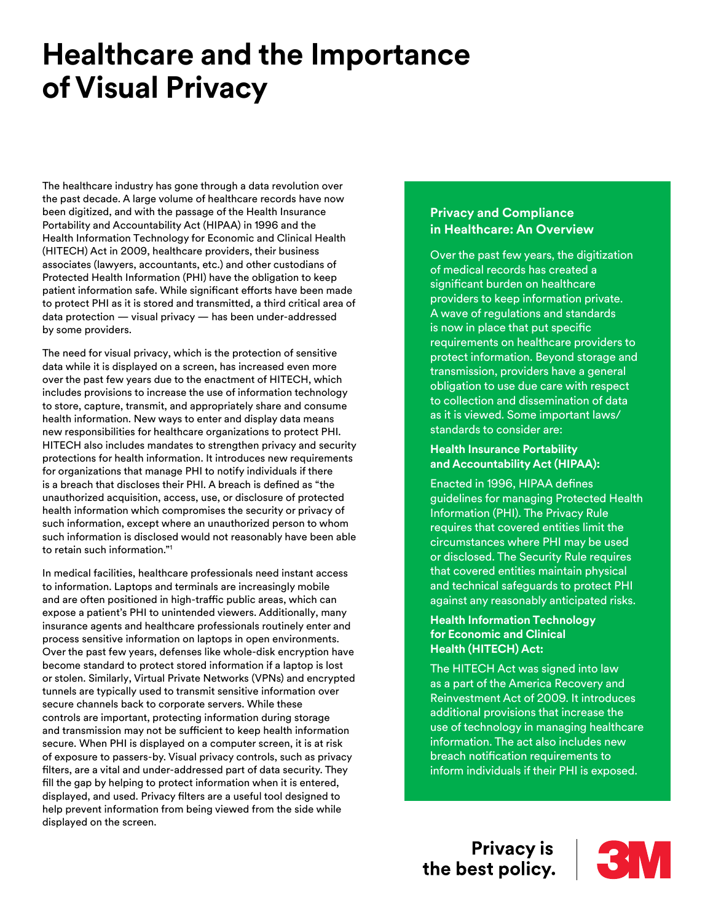# Healthcare and the Importance of Visual Privacy

The healthcare industry has gone through a data revolution over the past decade. A large volume of healthcare records have now been digitized, and with the passage of the Health Insurance Portability and Accountability Act (HIPAA) in 1996 and the Health Information Technology for Economic and Clinical Health (HITECH) Act in 2009, healthcare providers, their business associates (lawyers, accountants, etc.) and other custodians of Protected Health Information (PHI) have the obligation to keep patient information safe. While significant efforts have been made to protect PHI as it is stored and transmitted, a third critical area of data protection — visual privacy — has been under-addressed by some providers.

The need for visual privacy, which is the protection of sensitive data while it is displayed on a screen, has increased even more over the past few years due to the enactment of HITECH, which includes provisions to increase the use of information technology to store, capture, transmit, and appropriately share and consume health information. New ways to enter and display data means new responsibilities for healthcare organizations to protect PHI. HITECH also includes mandates to strengthen privacy and security protections for health information. It introduces new requirements for organizations that manage PHI to notify individuals if there is a breach that discloses their PHI. A breach is defined as "the unauthorized acquisition, access, use, or disclosure of protected health information which compromises the security or privacy of such information, except where an unauthorized person to whom such information is disclosed would not reasonably have been able to retain such information."[1]

In medical facilities, healthcare professionals need instant access to information. Laptops and terminals are increasingly mobile and are often positioned in high-traffic public areas, which can expose a patient's PHI to unintended viewers. Additionally, many insurance agents and healthcare professionals routinely enter and process sensitive information on laptops in open environments. Over the past few years, defenses like whole-disk encryption have become standard to protect stored information if a laptop is lost or stolen. Similarly, Virtual Private Networks (VPNs) and encrypted tunnels are typically used to transmit sensitive information over secure channels back to corporate servers. While these controls are important, protecting information during storage and transmission may not be sufficient to keep health information secure. When PHI is displayed on a computer screen, it is at risk of exposure to passers-by. Visual privacy controls, such as privacy filters, are a vital and under-addressed part of data security. They fill the gap by helping to protect information when it is entered, displayed, and used. Privacy filters are a useful tool designed to help prevent information from being viewed from the side while displayed on the screen.

## Privacy and Compliance in Healthcare: An Overview

Over the past few years, the digitization of medical records has created a significant burden on healthcare providers to keep information private. A wave of regulations and standards is now in place that put specific requirements on healthcare providers to protect information. Beyond storage and transmission, providers have a general obligation to use due care with respect to collection and dissemination of data as it is viewed. Some important laws/standards to consider are:

### Health Insurance Portability and Accountability Act (HIPAA):

Enacted in 1996, HIPAA defines guidelines for managing Protected Health Information (PHI). The Privacy Rule requires that covered entities limit the circumstances where PHI may be used or disclosed. The Security Rule requires that covered entities maintain physical and technical safeguards to protect PHI against any reasonably anticipated risks.

### Health Information Technology for Economic and Clinical Health (HITECH) Act:

The HITECH Act was signed into law as a part of the America Recovery and Reinvestment Act of 2009. It introduces additional provisions that increase the use of technology in managing healthcare information. The act also includes new breach notification requirements to inform individuals if their PHI is exposed.

**Privacy is the best policy.** 3M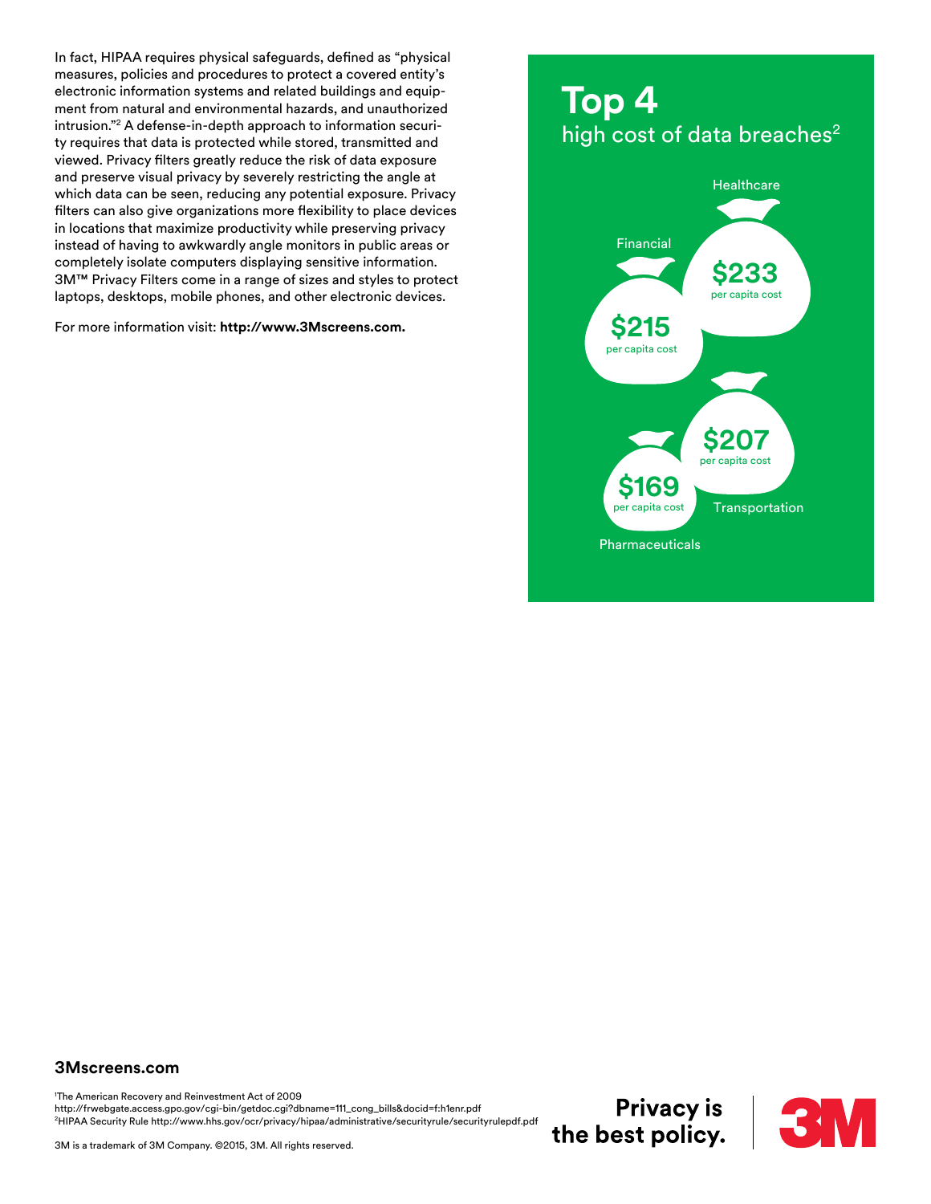In fact, HIPAA requires physical safeguards, defined as "physical measures, policies and procedures to protect a covered entity's electronic information systems and related buildings and equipment from natural and environmental hazards, and unauthorized intrusion."[2] A defense-in-depth approach to information security requires that data is protected while stored, transmitted and viewed. Privacy filters greatly reduce the risk of data exposure and preserve visual privacy by severely restricting the angle at which data can be seen, reducing any potential exposure. Privacy filters can also give organizations more flexibility to place devices in locations that maximize productivity while preserving privacy instead of having to awkwardly angle monitors in public areas or completely isolate computers displaying sensitive information. 3M™ Privacy Filters come in a range of sizes and styles to protect laptops, desktops, mobile phones, and other electronic devices.

For more information visit: **http://www.3Mscreens.com.**

## Top 4

high cost of data breaches[2]

Healthcare
$233
per capita cost

Financial
$215
per capita cost

Transportation
$207
per capita cost

Pharmaceuticals
$169
per capita cost

**3Mscreens.com**

[1]The American Recovery and Reinvestment Act of 2009
http://frwebgate.access.gpo.gov/cgi-bin/getdoc.cgi?dbname=111_cong_bills&docid=f:h1enr.pdf
[2]HIPAA Security Rule http://www.hhs.gov/ocr/privacy/hipaa/administrative/securityrule/securityrulepdf.pdf

3M is a trademark of 3M Company. ©2015, 3M. All rights reserved.

**Privacy is the best policy.**

3M